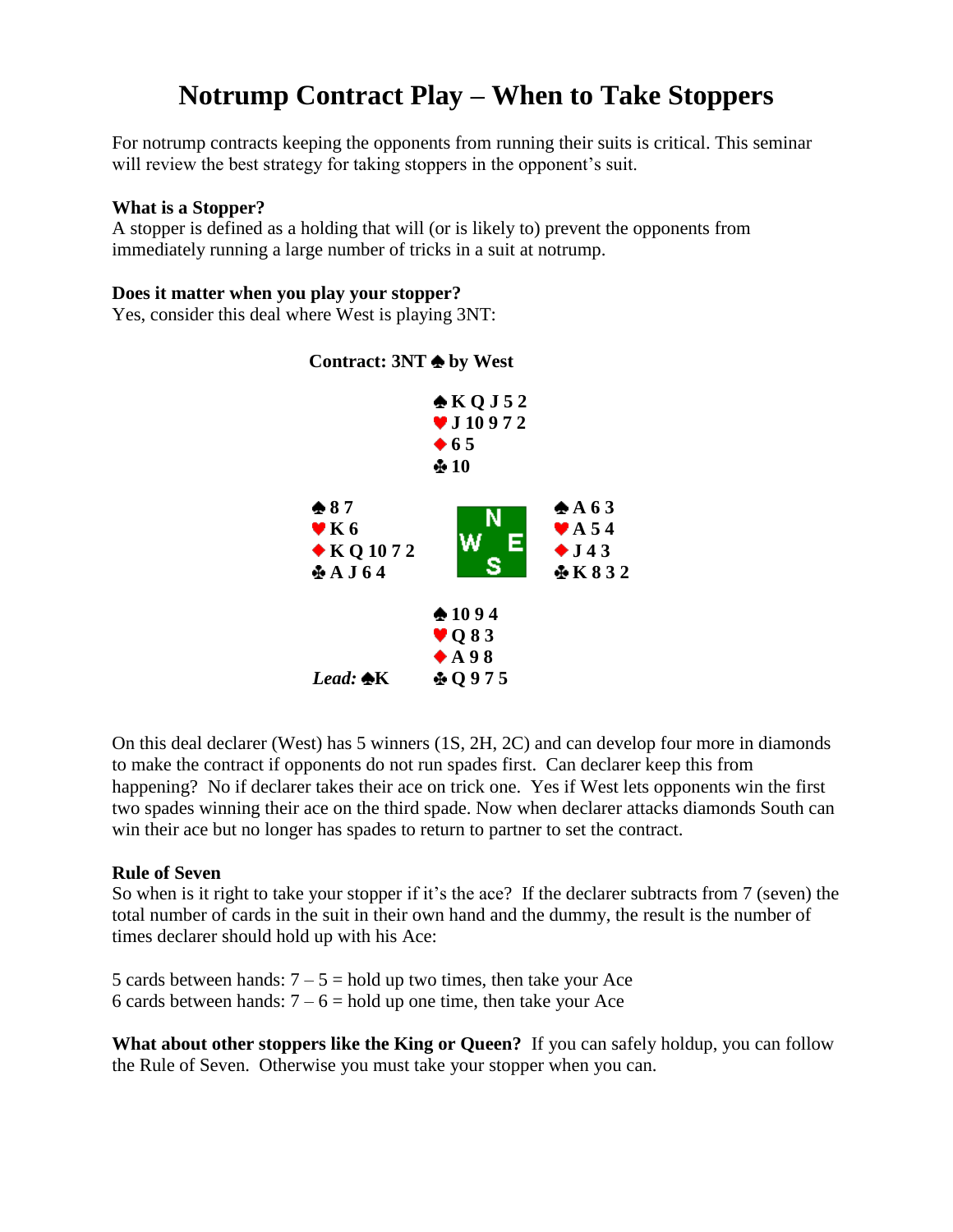# Notrump Contract Play – When to Take Stoppers

For notrump contracts keeping the opponents from running their suits is critical. This seminar will review the best strategy for taking stoppers in the opponent's suit.

### What is a Stopper?

A stopper is defined as a holding that will (or is likely to) prevent the opponents from immediately running a large number of tricks in a suit at notrump.

### Does it matter when you play your stopper?

Yes, consider this deal where West is playing 3NT:

**Contract: 3NT ♠ by West**

| | North | |
|---|---|---|
| | ♠ K Q J 5 2<br>♥ J 10 9 7 2<br>♦ 6 5<br>♣ 10 | |
| **West**<br>♠ 8 7<br>♥ K 6<br>♦ K Q 10 7 2<br>♣ A J 6 4 | N / W E / S | **East**<br>♠ A 6 3<br>♥ A 5 4<br>♦ J 4 3<br>♣ K 8 3 2 |
| *Lead:* ♠K | **South**<br>♠ 10 9 4<br>♥ Q 8 3<br>♦ A 9 8<br>♣ Q 9 7 5 | |

On this deal declarer (West) has 5 winners (1S, 2H, 2C) and can develop four more in diamonds to make the contract if opponents do not run spades first. Can declarer keep this from happening? No if declarer takes their ace on trick one. Yes if West lets opponents win the first two spades winning their ace on the third spade. Now when declarer attacks diamonds South can win their ace but no longer has spades to return to partner to set the contract.

### Rule of Seven

So when is it right to take your stopper if it's the ace? If the declarer subtracts from 7 (seven) the total number of cards in the suit in their own hand and the dummy, the result is the number of times declarer should hold up with his Ace:

5 cards between hands: 7 – 5 = hold up two times, then take your Ace
6 cards between hands: 7 – 6 = hold up one time, then take your Ace

**What about other stoppers like the King or Queen?** If you can safely holdup, you can follow the Rule of Seven. Otherwise you must take your stopper when you can.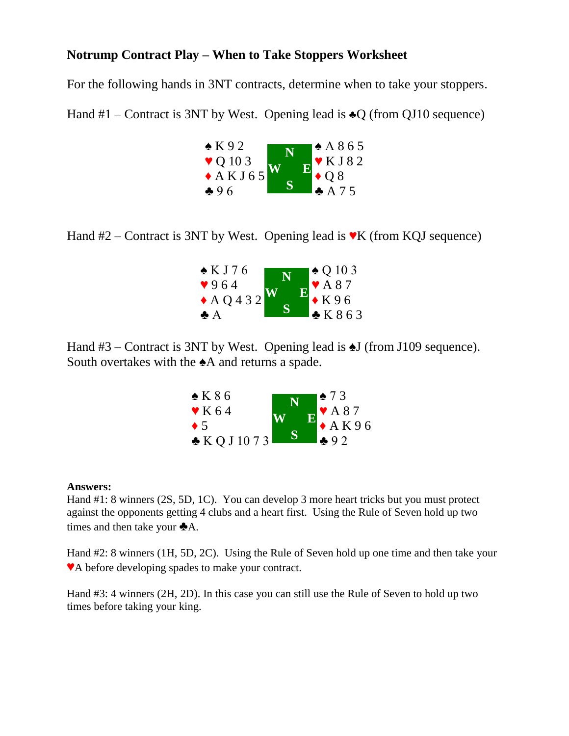## Notrump Contract Play – When to Take Stoppers Worksheet

For the following hands in 3NT contracts, determine when to take your stoppers.

Hand #1 – Contract is 3NT by West. Opening lead is ♣Q (from QJ10 sequence)

| West | | East |
|---|---|---|
| ♠ K 9 2 | N | ♠ A 8 6 5 |
| ♥ Q 10 3 | W E | ♥ K J 8 2 |
| ♦ A K J 6 5 | | ♦ Q 8 |
| ♣ 9 6 | S | ♣ A 7 5 |

Hand #2 – Contract is 3NT by West. Opening lead is ♥K (from KQJ sequence)

| West | | East |
|---|---|---|
| ♠ K J 7 6 | N | ♠ Q 10 3 |
| ♥ 9 6 4 | W E | ♥ A 8 7 |
| ♦ A Q 4 3 2 | | ♦ K 9 6 |
| ♣ A | S | ♣ K 8 6 3 |

Hand #3 – Contract is 3NT by West. Opening lead is ♠J (from J109 sequence). South overtakes with the ♠A and returns a spade.

| West | | East |
|---|---|---|
| ♠ K 8 6 | N | ♠ 7 3 |
| ♥ K 6 4 | W E | ♥ A 8 7 |
| ♦ 5 | | ♦ A K 9 6 |
| ♣ K Q J 10 7 3 | S | ♣ 9 2 |

**Answers:**

Hand #1: 8 winners (2S, 5D, 1C). You can develop 3 more heart tricks but you must protect against the opponents getting 4 clubs and a heart first. Using the Rule of Seven hold up two times and then take your ♣A.

Hand #2: 8 winners (1H, 5D, 2C). Using the Rule of Seven hold up one time and then take your ♥A before developing spades to make your contract.

Hand #3: 4 winners (2H, 2D). In this case you can still use the Rule of Seven to hold up two times before taking your king.